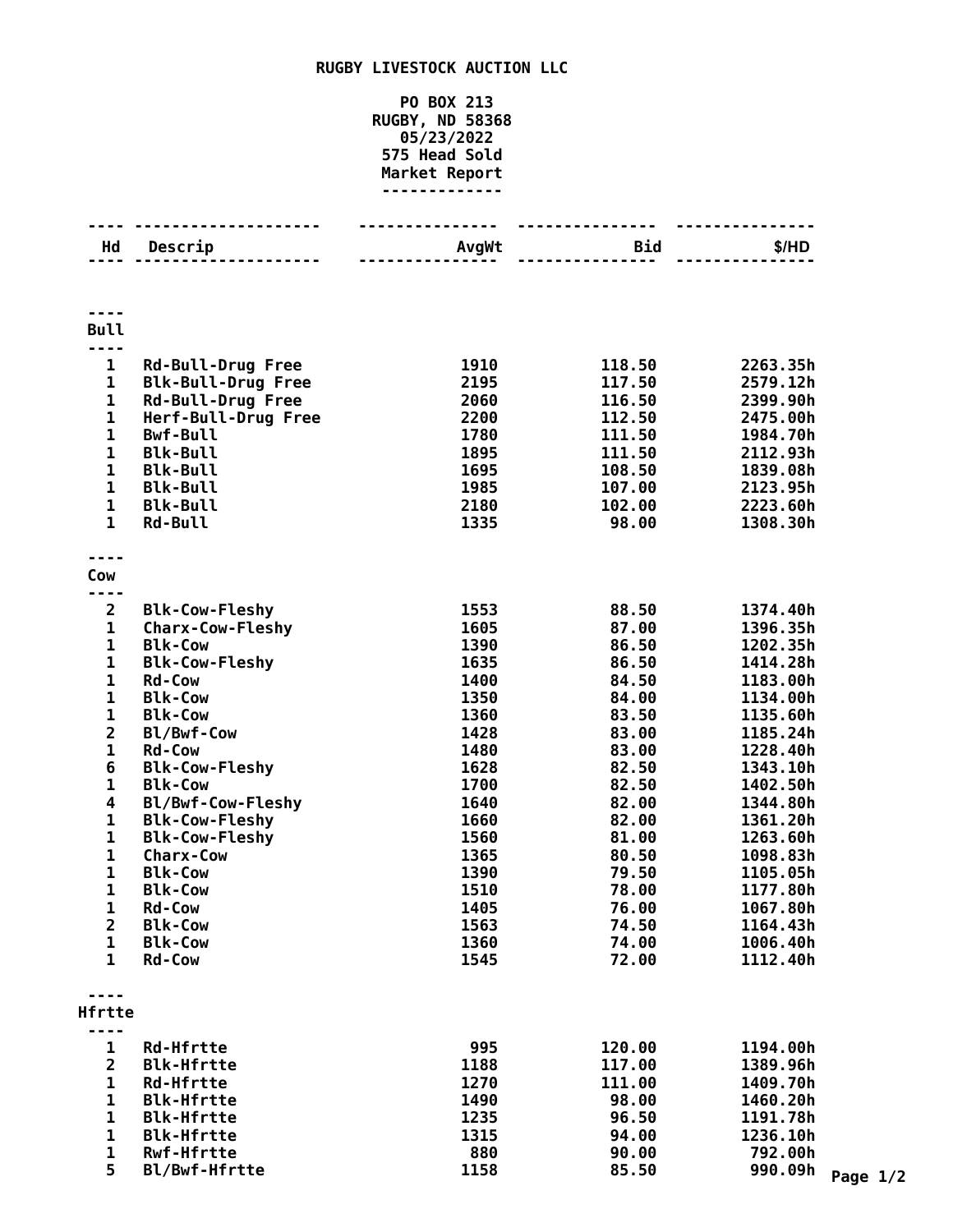# RUGBY LIVESTOCK AUCTION LLC

PO BOX 213
RUGBY, ND 58368
05/23/2022
575 Head Sold
Market Report

| Hd | Descrip | AvgWt | Bid | $/HD |
|---|---|---|---|---|
| **Bull** | | | | |
| 1 | Rd-Bull-Drug Free | 1910 | 118.50 | 2263.35h |
| 1 | Blk-Bull-Drug Free | 2195 | 117.50 | 2579.12h |
| 1 | Rd-Bull-Drug Free | 2060 | 116.50 | 2399.90h |
| 1 | Herf-Bull-Drug Free | 2200 | 112.50 | 2475.00h |
| 1 | Bwf-Bull | 1780 | 111.50 | 1984.70h |
| 1 | Blk-Bull | 1895 | 111.50 | 2112.93h |
| 1 | Blk-Bull | 1695 | 108.50 | 1839.08h |
| 1 | Blk-Bull | 1985 | 107.00 | 2123.95h |
| 1 | Blk-Bull | 2180 | 102.00 | 2223.60h |
| 1 | Rd-Bull | 1335 | 98.00 | 1308.30h |
| **Cow** | | | | |
| 2 | Blk-Cow-Fleshy | 1553 | 88.50 | 1374.40h |
| 1 | Charx-Cow-Fleshy | 1605 | 87.00 | 1396.35h |
| 1 | Blk-Cow | 1390 | 86.50 | 1202.35h |
| 1 | Blk-Cow-Fleshy | 1635 | 86.50 | 1414.28h |
| 1 | Rd-Cow | 1400 | 84.50 | 1183.00h |
| 1 | Blk-Cow | 1350 | 84.00 | 1134.00h |
| 1 | Blk-Cow | 1360 | 83.50 | 1135.60h |
| 2 | Bl/Bwf-Cow | 1428 | 83.00 | 1185.24h |
| 1 | Rd-Cow | 1480 | 83.00 | 1228.40h |
| 6 | Blk-Cow-Fleshy | 1628 | 82.50 | 1343.10h |
| 1 | Blk-Cow | 1700 | 82.50 | 1402.50h |
| 4 | Bl/Bwf-Cow-Fleshy | 1640 | 82.00 | 1344.80h |
| 1 | Blk-Cow-Fleshy | 1660 | 82.00 | 1361.20h |
| 1 | Blk-Cow-Fleshy | 1560 | 81.00 | 1263.60h |
| 1 | Charx-Cow | 1365 | 80.50 | 1098.83h |
| 1 | Blk-Cow | 1390 | 79.50 | 1105.05h |
| 1 | Blk-Cow | 1510 | 78.00 | 1177.80h |
| 1 | Rd-Cow | 1405 | 76.00 | 1067.80h |
| 2 | Blk-Cow | 1563 | 74.50 | 1164.43h |
| 1 | Blk-Cow | 1360 | 74.00 | 1006.40h |
| 1 | Rd-Cow | 1545 | 72.00 | 1112.40h |
| **Hfrtte** | | | | |
| 1 | Rd-Hfrtte | 995 | 120.00 | 1194.00h |
| 2 | Blk-Hfrtte | 1188 | 117.00 | 1389.96h |
| 1 | Rd-Hfrtte | 1270 | 111.00 | 1409.70h |
| 1 | Blk-Hfrtte | 1490 | 98.00 | 1460.20h |
| 1 | Blk-Hfrtte | 1235 | 96.50 | 1191.78h |
| 1 | Blk-Hfrtte | 1315 | 94.00 | 1236.10h |
| 1 | Rwf-Hfrtte | 880 | 90.00 | 792.00h |
| 5 | Bl/Bwf-Hfrtte | 1158 | 85.50 | 990.09h |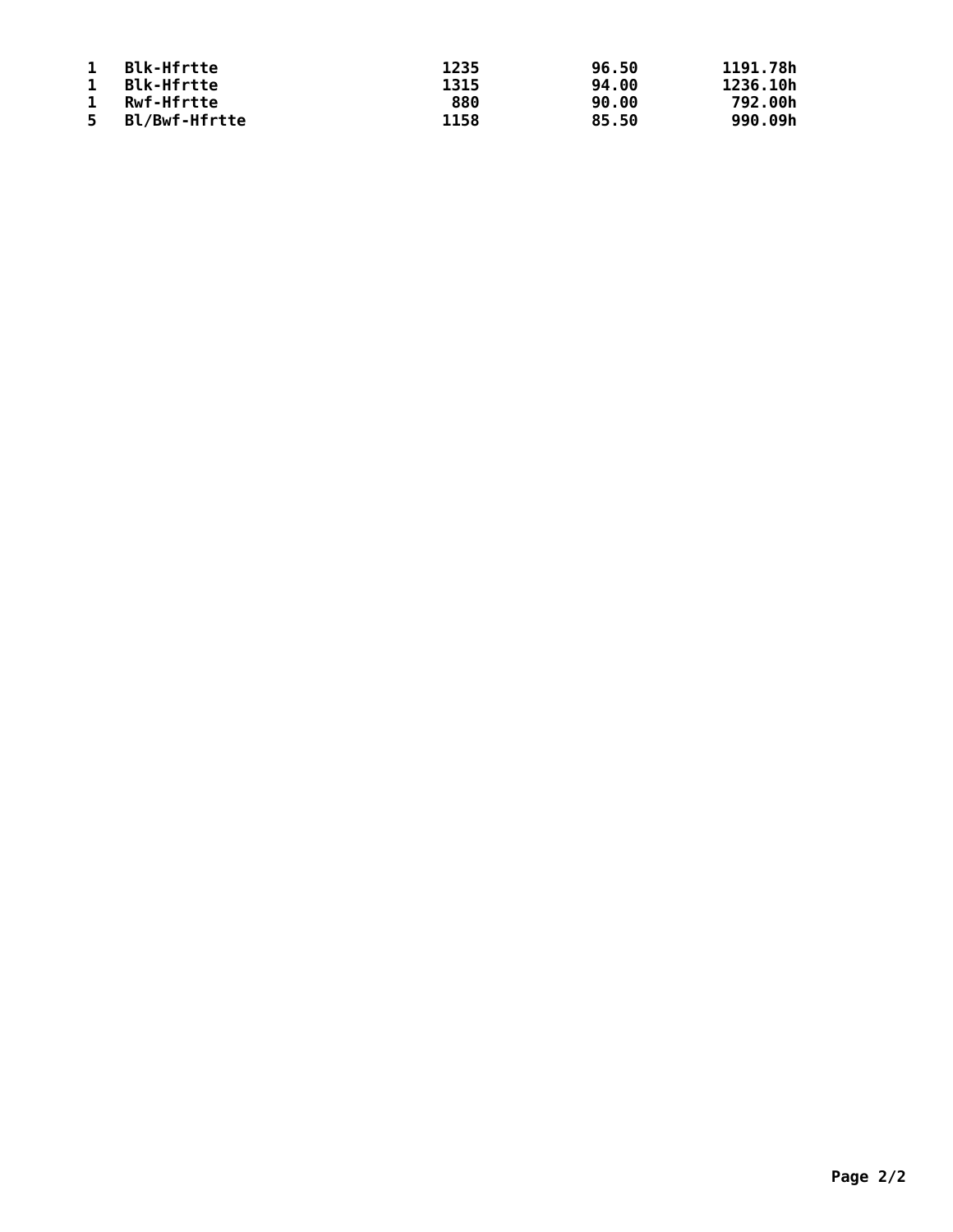| | | | | |
|---|---|---|---|---|
| 1 | Blk-Hfrtte | 1235 | 96.50 | 1191.78h |
| 1 | Blk-Hfrtte | 1315 | 94.00 | 1236.10h |
| 1 | Rwf-Hfrtte | 880 | 90.00 | 792.00h |
| 5 | Bl/Bwf-Hfrtte | 1158 | 85.50 | 990.09h |